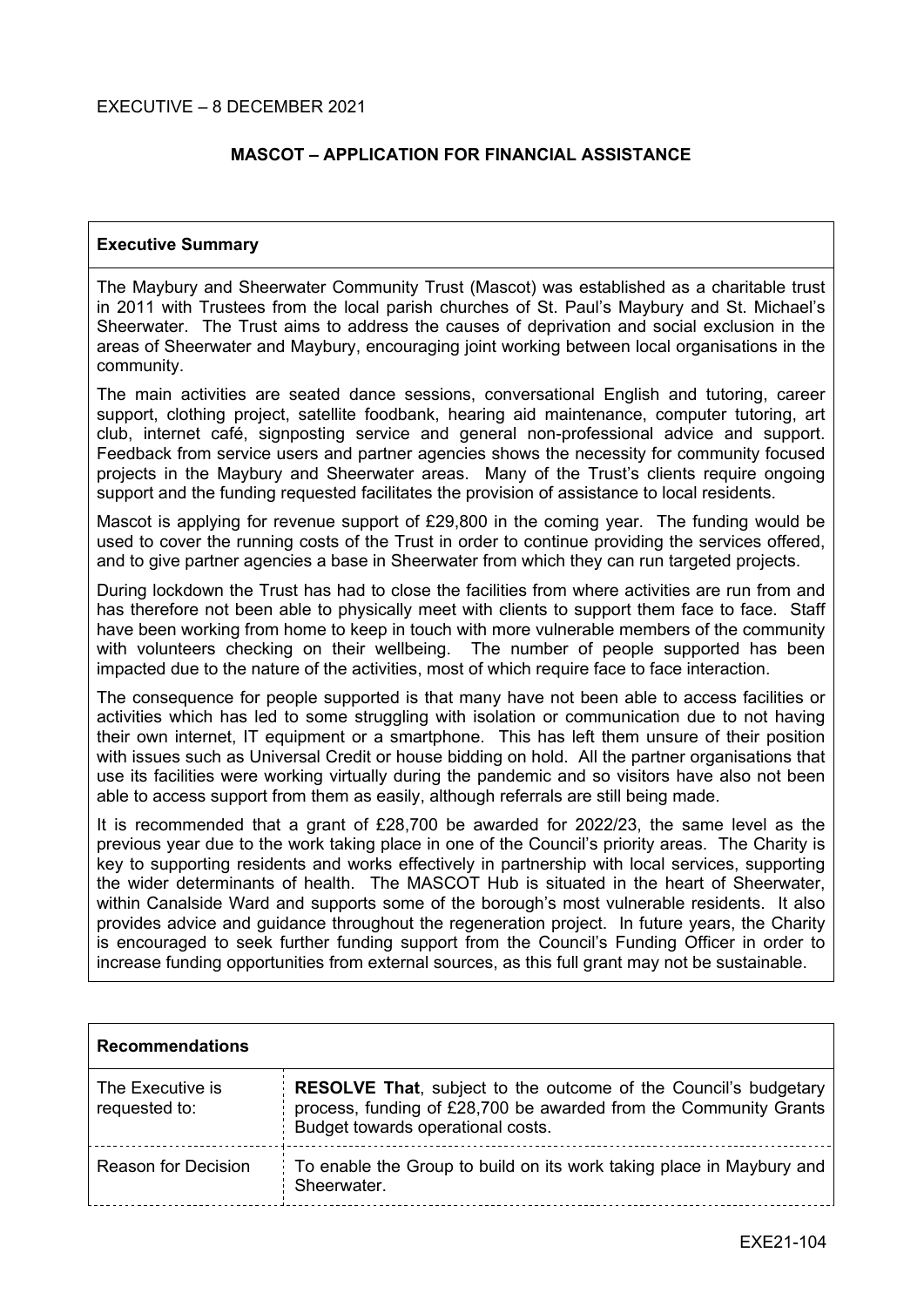EXECUTIVE – 8 DECEMBER 2021

# MASCOT – APPLICATION FOR FINANCIAL ASSISTANCE

## Executive Summary

The Maybury and Sheerwater Community Trust (Mascot) was established as a charitable trust in 2011 with Trustees from the local parish churches of St. Paul's Maybury and St. Michael's Sheerwater. The Trust aims to address the causes of deprivation and social exclusion in the areas of Sheerwater and Maybury, encouraging joint working between local organisations in the community.

The main activities are seated dance sessions, conversational English and tutoring, career support, clothing project, satellite foodbank, hearing aid maintenance, computer tutoring, art club, internet café, signposting service and general non-professional advice and support. Feedback from service users and partner agencies shows the necessity for community focused projects in the Maybury and Sheerwater areas. Many of the Trust's clients require ongoing support and the funding requested facilitates the provision of assistance to local residents.

Mascot is applying for revenue support of £29,800 in the coming year. The funding would be used to cover the running costs of the Trust in order to continue providing the services offered, and to give partner agencies a base in Sheerwater from which they can run targeted projects.

During lockdown the Trust has had to close the facilities from where activities are run from and has therefore not been able to physically meet with clients to support them face to face. Staff have been working from home to keep in touch with more vulnerable members of the community with volunteers checking on their wellbeing. The number of people supported has been impacted due to the nature of the activities, most of which require face to face interaction.

The consequence for people supported is that many have not been able to access facilities or activities which has led to some struggling with isolation or communication due to not having their own internet, IT equipment or a smartphone. This has left them unsure of their position with issues such as Universal Credit or house bidding on hold. All the partner organisations that use its facilities were working virtually during the pandemic and so visitors have also not been able to access support from them as easily, although referrals are still being made.

It is recommended that a grant of £28,700 be awarded for 2022/23, the same level as the previous year due to the work taking place in one of the Council's priority areas. The Charity is key to supporting residents and works effectively in partnership with local services, supporting the wider determinants of health. The MASCOT Hub is situated in the heart of Sheerwater, within Canalside Ward and supports some of the borough's most vulnerable residents. It also provides advice and guidance throughout the regeneration project. In future years, the Charity is encouraged to seek further funding support from the Council's Funding Officer in order to increase funding opportunities from external sources, as this full grant may not be sustainable.

## Recommendations

| | |
|---|---|
| The Executive is requested to: | **RESOLVE That**, subject to the outcome of the Council's budgetary process, funding of £28,700 be awarded from the Community Grants Budget towards operational costs. |
| Reason for Decision | To enable the Group to build on its work taking place in Maybury and Sheerwater. |

EXE21-104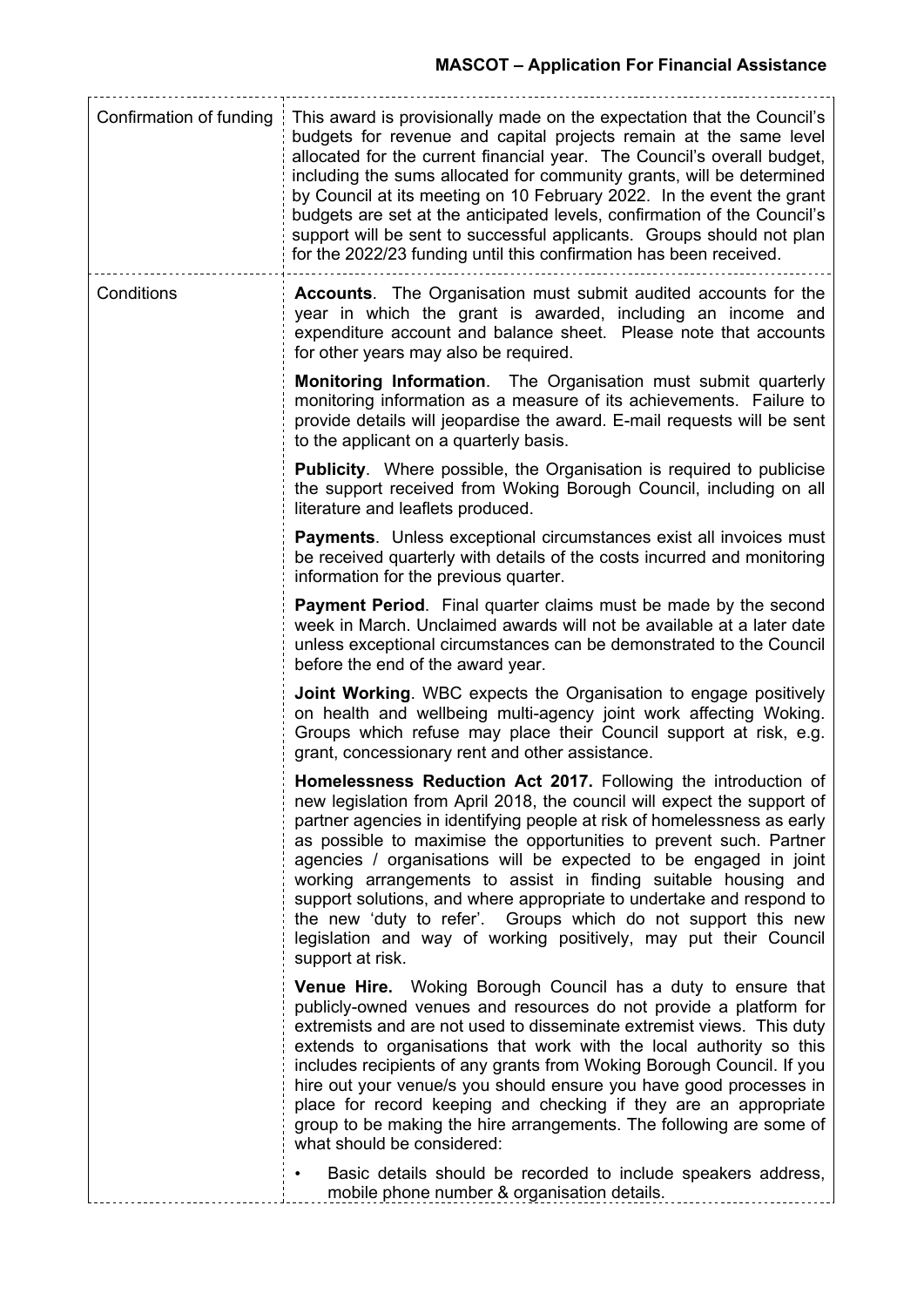| | |
|---|---|
| Confirmation of funding | This award is provisionally made on the expectation that the Council's budgets for revenue and capital projects remain at the same level allocated for the current financial year. The Council's overall budget, including the sums allocated for community grants, will be determined by Council at its meeting on 10 February 2022. In the event the grant budgets are set at the anticipated levels, confirmation of the Council's support will be sent to successful applicants. Groups should not plan for the 2022/23 funding until this confirmation has been received. |
| Conditions | **Accounts**. The Organisation must submit audited accounts for the year in which the grant is awarded, including an income and expenditure account and balance sheet. Please note that accounts for other years may also be required.<br><br>**Monitoring Information**. The Organisation must submit quarterly monitoring information as a measure of its achievements. Failure to provide details will jeopardise the award. E-mail requests will be sent to the applicant on a quarterly basis.<br><br>**Publicity**. Where possible, the Organisation is required to publicise the support received from Woking Borough Council, including on all literature and leaflets produced.<br><br>**Payments**. Unless exceptional circumstances exist all invoices must be received quarterly with details of the costs incurred and monitoring information for the previous quarter.<br><br>**Payment Period**. Final quarter claims must be made by the second week in March. Unclaimed awards will not be available at a later date unless exceptional circumstances can be demonstrated to the Council before the end of the award year.<br><br>**Joint Working**. WBC expects the Organisation to engage positively on health and wellbeing multi-agency joint work affecting Woking. Groups which refuse may place their Council support at risk, e.g. grant, concessionary rent and other assistance.<br><br>**Homelessness Reduction Act 2017.** Following the introduction of new legislation from April 2018, the council will expect the support of partner agencies in identifying people at risk of homelessness as early as possible to maximise the opportunities to prevent such. Partner agencies / organisations will be expected to be engaged in joint working arrangements to assist in finding suitable housing and support solutions, and where appropriate to undertake and respond to the new 'duty to refer'. Groups which do not support this new legislation and way of working positively, may put their Council support at risk.<br><br>**Venue Hire.** Woking Borough Council has a duty to ensure that publicly-owned venues and resources do not provide a platform for extremists and are not used to disseminate extremist views. This duty extends to organisations that work with the local authority so this includes recipients of any grants from Woking Borough Council. If you hire out your venue/s you should ensure you have good processes in place for record keeping and checking if they are an appropriate group to be making the hire arrangements. The following are some of what should be considered:<br><br>• Basic details should be recorded to include speakers address, mobile phone number & organisation details. |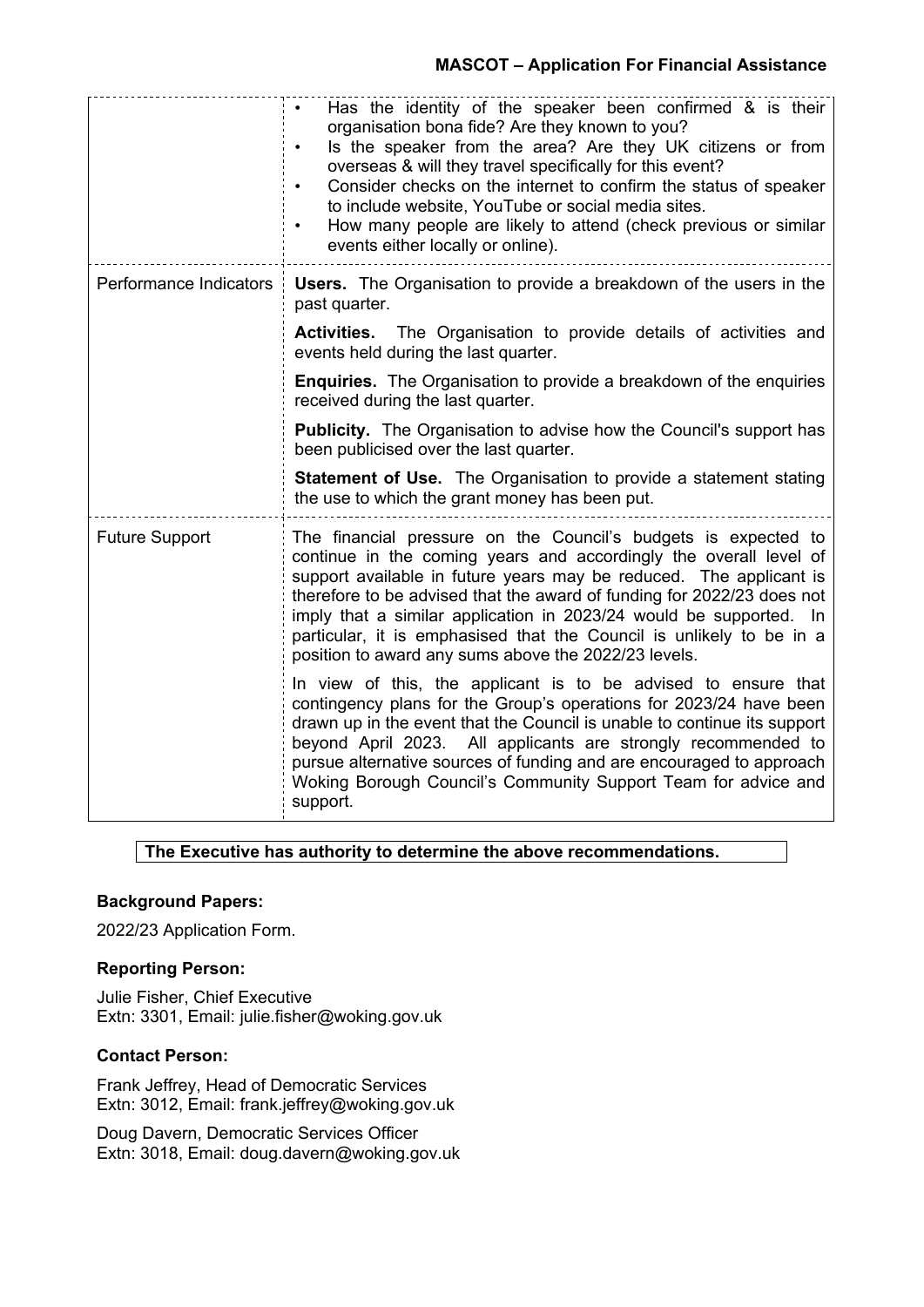| | |
|---|---|
| | • Has the identity of the speaker been confirmed & is their organisation bona fide? Are they known to you?<br>• Is the speaker from the area? Are they UK citizens or from overseas & will they travel specifically for this event?<br>• Consider checks on the internet to confirm the status of speaker to include website, YouTube or social media sites.<br>• How many people are likely to attend (check previous or similar events either locally or online). |
| Performance Indicators | **Users.** The Organisation to provide a breakdown of the users in the past quarter.<br><br>**Activities.** The Organisation to provide details of activities and events held during the last quarter.<br><br>**Enquiries.** The Organisation to provide a breakdown of the enquiries received during the last quarter.<br><br>**Publicity.** The Organisation to advise how the Council's support has been publicised over the last quarter.<br><br>**Statement of Use.** The Organisation to provide a statement stating the use to which the grant money has been put. |
| Future Support | The financial pressure on the Council's budgets is expected to continue in the coming years and accordingly the overall level of support available in future years may be reduced. The applicant is therefore to be advised that the award of funding for 2022/23 does not imply that a similar application in 2023/24 would be supported. In particular, it is emphasised that the Council is unlikely to be in a position to award any sums above the 2022/23 levels.<br><br>In view of this, the applicant is to be advised to ensure that contingency plans for the Group's operations for 2023/24 have been drawn up in the event that the Council is unable to continue its support beyond April 2023. All applicants are strongly recommended to pursue alternative sources of funding and are encouraged to approach Woking Borough Council's Community Support Team for advice and support. |

**The Executive has authority to determine the above recommendations.**

**Background Papers:**

2022/23 Application Form.

**Reporting Person:**

Julie Fisher, Chief Executive
Extn: 3301, Email: julie.fisher@woking.gov.uk

**Contact Person:**

Frank Jeffrey, Head of Democratic Services
Extn: 3012, Email: frank.jeffrey@woking.gov.uk

Doug Davern, Democratic Services Officer
Extn: 3018, Email: doug.davern@woking.gov.uk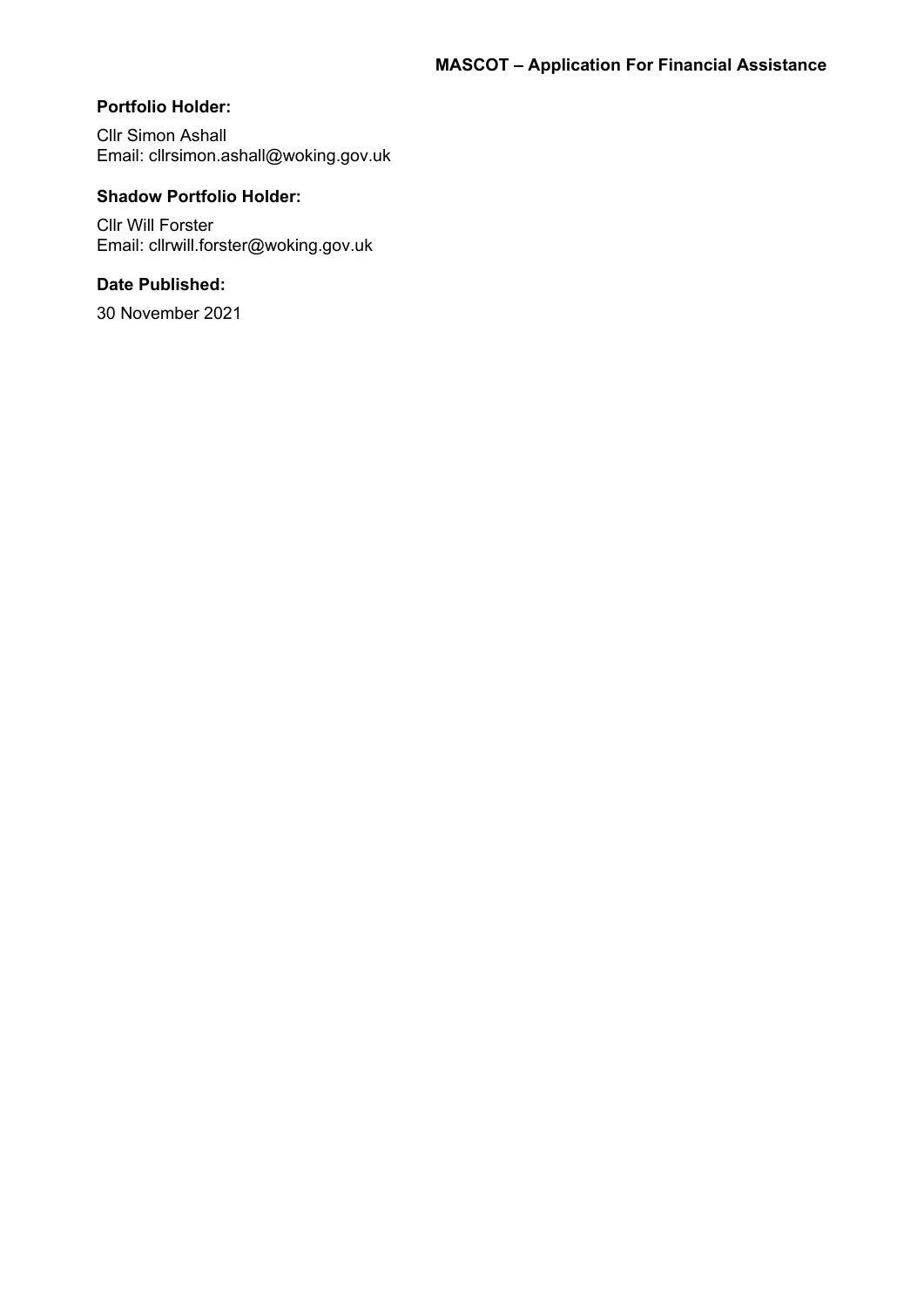### Portfolio Holder:

Cllr Simon Ashall
Email: cllrsimon.ashall@woking.gov.uk

### Shadow Portfolio Holder:

Cllr Will Forster
Email: cllrwill.forster@woking.gov.uk

### Date Published:

30 November 2021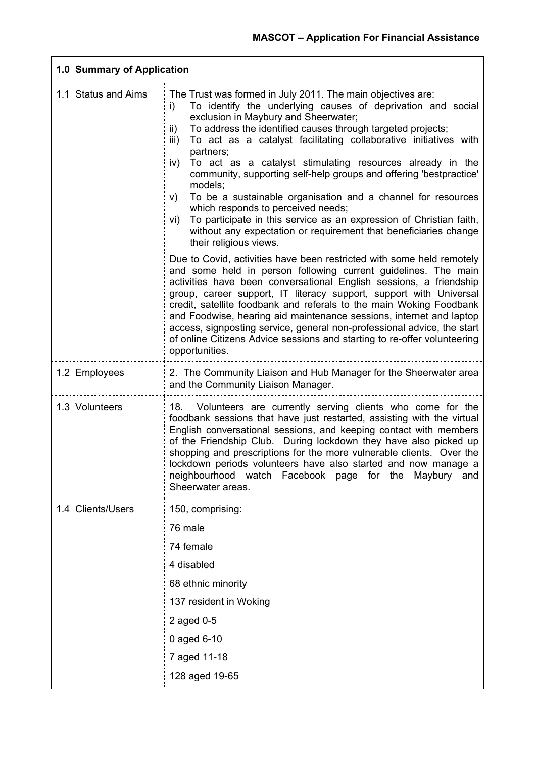**MASCOT – Application For Financial Assistance**

| 1.0 Summary of Application | |
|---|---|
| 1.1 Status and Aims | The Trust was formed in July 2011. The main objectives are:<br>i) To identify the underlying causes of deprivation and social exclusion in Maybury and Sheerwater;<br>ii) To address the identified causes through targeted projects;<br>iii) To act as a catalyst facilitating collaborative initiatives with partners;<br>iv) To act as a catalyst stimulating resources already in the community, supporting self-help groups and offering 'bestpractice' models;<br>v) To be a sustainable organisation and a channel for resources which responds to perceived needs;<br>vi) To participate in this service as an expression of Christian faith, without any expectation or requirement that beneficiaries change their religious views.<br><br>Due to Covid, activities have been restricted with some held remotely and some held in person following current guidelines. The main activities have been conversational English sessions, a friendship group, career support, IT literacy support, support with Universal credit, satellite foodbank and referals to the main Woking Foodbank and Foodwise, hearing aid maintenance sessions, internet and laptop access, signposting service, general non-professional advice, the start of online Citizens Advice sessions and starting to re-offer volunteering opportunities. |
| 1.2 Employees | 2. The Community Liaison and Hub Manager for the Sheerwater area and the Community Liaison Manager. |
| 1.3 Volunteers | 18. Volunteers are currently serving clients who come for the foodbank sessions that have just restarted, assisting with the virtual English conversational sessions, and keeping contact with members of the Friendship Club. During lockdown they have also picked up shopping and prescriptions for the more vulnerable clients. Over the lockdown periods volunteers have also started and now manage a neighbourhood watch Facebook page for the Maybury and Sheerwater areas. |
| 1.4 Clients/Users | 150, comprising:<br>76 male<br>74 female<br>4 disabled<br>68 ethnic minority<br>137 resident in Woking<br>2 aged 0-5<br>0 aged 6-10<br>7 aged 11-18<br>128 aged 19-65 |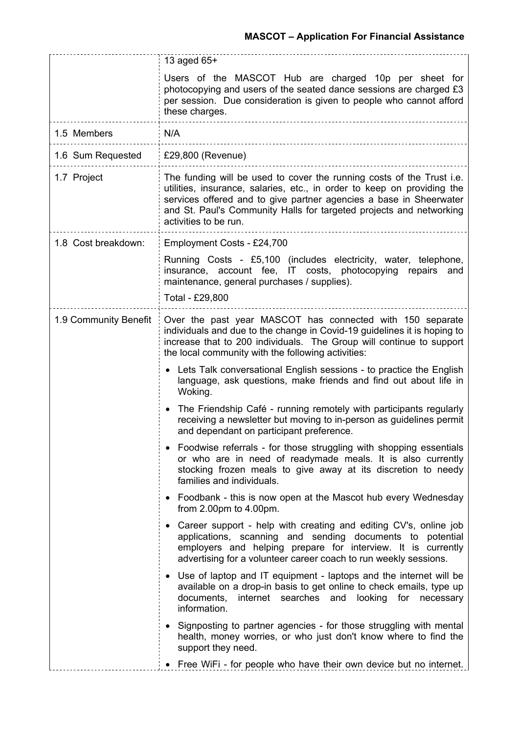| | |
|---|---|
| | 13 aged 65+<br><br>Users of the MASCOT Hub are charged 10p per sheet for photocopying and users of the seated dance sessions are charged £3 per session. Due consideration is given to people who cannot afford these charges. |
| 1.5 Members | N/A |
| 1.6 Sum Requested | £29,800 (Revenue) |
| 1.7 Project | The funding will be used to cover the running costs of the Trust i.e. utilities, insurance, salaries, etc., in order to keep on providing the services offered and to give partner agencies a base in Sheerwater and St. Paul's Community Halls for targeted projects and networking activities to be run. |
| 1.8 Cost breakdown: | Employment Costs - £24,700<br><br>Running Costs - £5,100 (includes electricity, water, telephone, insurance, account fee, IT costs, photocopying repairs and maintenance, general purchases / supplies).<br><br>Total - £29,800 |
| 1.9 Community Benefit | Over the past year MASCOT has connected with 150 separate individuals and due to the change in Covid-19 guidelines it is hoping to increase that to 200 individuals. The Group will continue to support the local community with the following activities:<br><br>• Lets Talk conversational English sessions - to practice the English language, ask questions, make friends and find out about life in Woking.<br><br>• The Friendship Café - running remotely with participants regularly receiving a newsletter but moving to in-person as guidelines permit and dependant on participant preference.<br><br>• Foodwise referrals - for those struggling with shopping essentials or who are in need of readymade meals. It is also currently stocking frozen meals to give away at its discretion to needy families and individuals.<br><br>• Foodbank - this is now open at the Mascot hub every Wednesday from 2.00pm to 4.00pm.<br><br>• Career support - help with creating and editing CV's, online job applications, scanning and sending documents to potential employers and helping prepare for interview. It is currently advertising for a volunteer career coach to run weekly sessions.<br><br>• Use of laptop and IT equipment - laptops and the internet will be available on a drop-in basis to get online to check emails, type up documents, internet searches and looking for necessary information.<br><br>• Signposting to partner agencies - for those struggling with mental health, money worries, or who just don't know where to find the support they need.<br><br>• Free WiFi - for people who have their own device but no internet. |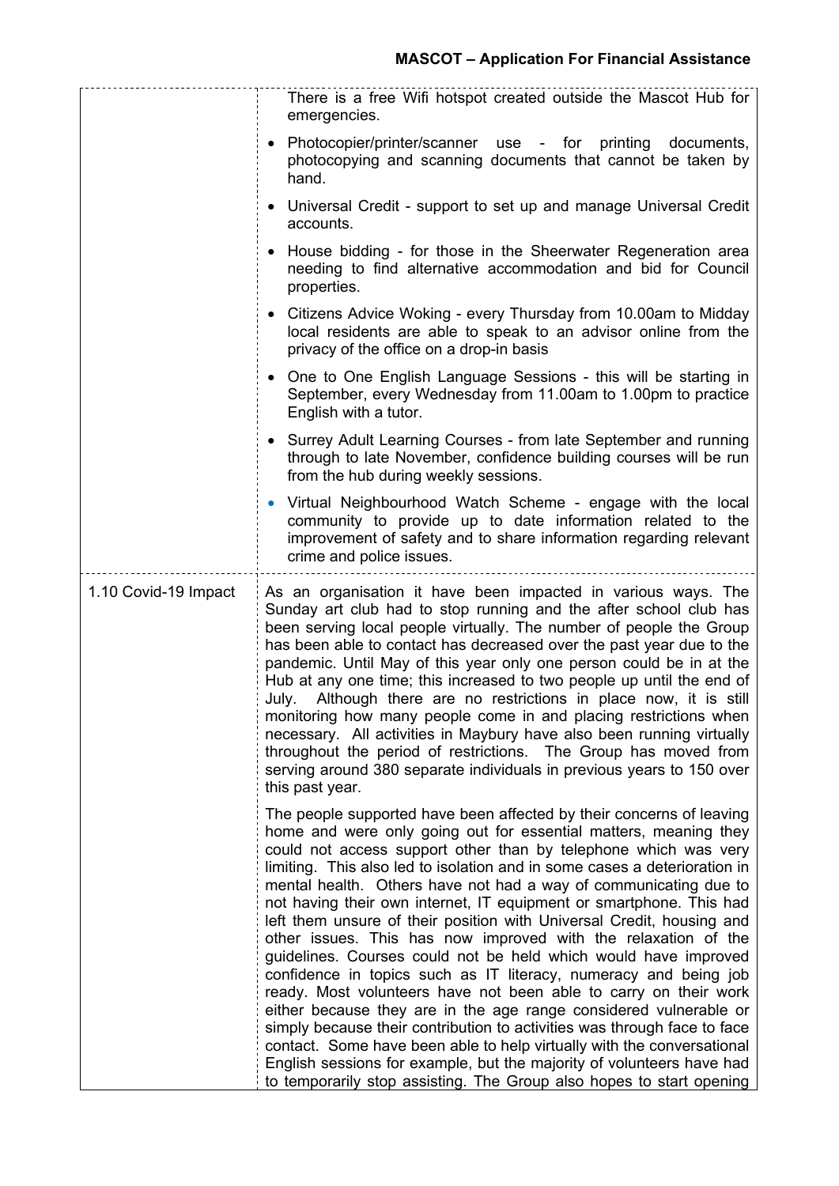| | |
|---|---|
| | There is a free Wifi hotspot created outside the Mascot Hub for emergencies.<br>• Photocopier/printer/scanner use - for printing documents, photocopying and scanning documents that cannot be taken by hand.<br>• Universal Credit - support to set up and manage Universal Credit accounts.<br>• House bidding - for those in the Sheerwater Regeneration area needing to find alternative accommodation and bid for Council properties.<br>• Citizens Advice Woking - every Thursday from 10.00am to Midday local residents are able to speak to an advisor online from the privacy of the office on a drop-in basis<br>• One to One English Language Sessions - this will be starting in September, every Wednesday from 11.00am to 1.00pm to practice English with a tutor.<br>• Surrey Adult Learning Courses - from late September and running through to late November, confidence building courses will be run from the hub during weekly sessions.<br>• Virtual Neighbourhood Watch Scheme - engage with the local community to provide up to date information related to the improvement of safety and to share information regarding relevant crime and police issues. |
| 1.10 Covid-19 Impact | As an organisation it have been impacted in various ways. The Sunday art club had to stop running and the after school club has been serving local people virtually. The number of people the Group has been able to contact has decreased over the past year due to the pandemic. Until May of this year only one person could be in at the Hub at any one time; this increased to two people up until the end of July. Although there are no restrictions in place now, it is still monitoring how many people come in and placing restrictions when necessary. All activities in Maybury have also been running virtually throughout the period of restrictions. The Group has moved from serving around 380 separate individuals in previous years to 150 over this past year.<br><br>The people supported have been affected by their concerns of leaving home and were only going out for essential matters, meaning they could not access support other than by telephone which was very limiting. This also led to isolation and in some cases a deterioration in mental health. Others have not had a way of communicating due to not having their own internet, IT equipment or smartphone. This had left them unsure of their position with Universal Credit, housing and other issues. This has now improved with the relaxation of the guidelines. Courses could not be held which would have improved confidence in topics such as IT literacy, numeracy and being job ready. Most volunteers have not been able to carry on their work either because they are in the age range considered vulnerable or simply because their contribution to activities was through face to face contact. Some have been able to help virtually with the conversational English sessions for example, but the majority of volunteers have had to temporarily stop assisting. The Group also hopes to start opening |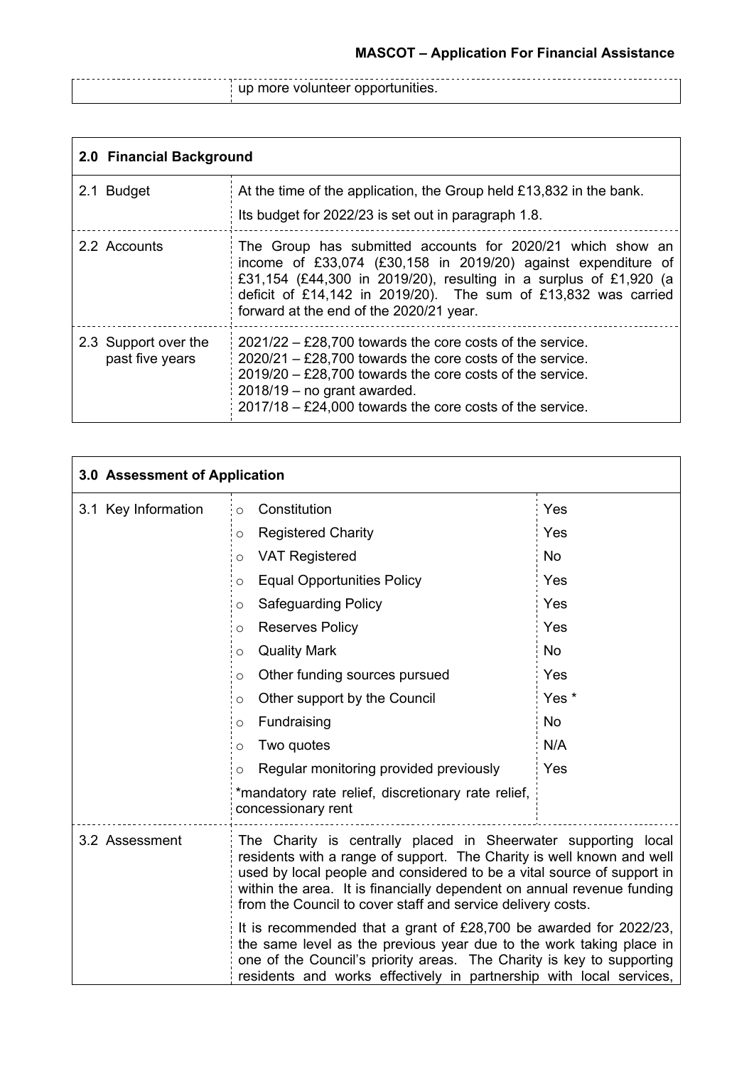| | up more volunteer opportunities. |
|---|---|

| 2.0 Financial Background | |
|---|---|
| 2.1 Budget | At the time of the application, the Group held £13,832 in the bank.<br><br>Its budget for 2022/23 is set out in paragraph 1.8. |
| 2.2 Accounts | The Group has submitted accounts for 2020/21 which show an income of £33,074 (£30,158 in 2019/20) against expenditure of £31,154 (£44,300 in 2019/20), resulting in a surplus of £1,920 (a deficit of £14,142 in 2019/20). The sum of £13,832 was carried forward at the end of the 2020/21 year. |
| 2.3 Support over the past five years | 2021/22 – £28,700 towards the core costs of the service.<br>2020/21 – £28,700 towards the core costs of the service.<br>2019/20 – £28,700 towards the core costs of the service.<br>2018/19 – no grant awarded.<br>2017/18 – £24,000 towards the core costs of the service. |

| 3.0 Assessment of Application | | |
|---|---|---|
| 3.1 Key Information | Constitution | Yes |
| | Registered Charity | Yes |
| | VAT Registered | No |
| | Equal Opportunities Policy | Yes |
| | Safeguarding Policy | Yes |
| | Reserves Policy | Yes |
| | Quality Mark | No |
| | Other funding sources pursued | Yes |
| | Other support by the Council | Yes * |
| | Fundraising | No |
| | Two quotes | N/A |
| | Regular monitoring provided previously | Yes |
| | *mandatory rate relief, discretionary rate relief, concessionary rent | |
| 3.2 Assessment | The Charity is centrally placed in Sheerwater supporting local residents with a range of support. The Charity is well known and well used by local people and considered to be a vital source of support in within the area. It is financially dependent on annual revenue funding from the Council to cover staff and service delivery costs.<br><br>It is recommended that a grant of £28,700 be awarded for 2022/23, the same level as the previous year due to the work taking place in one of the Council's priority areas. The Charity is key to supporting residents and works effectively in partnership with local services, | |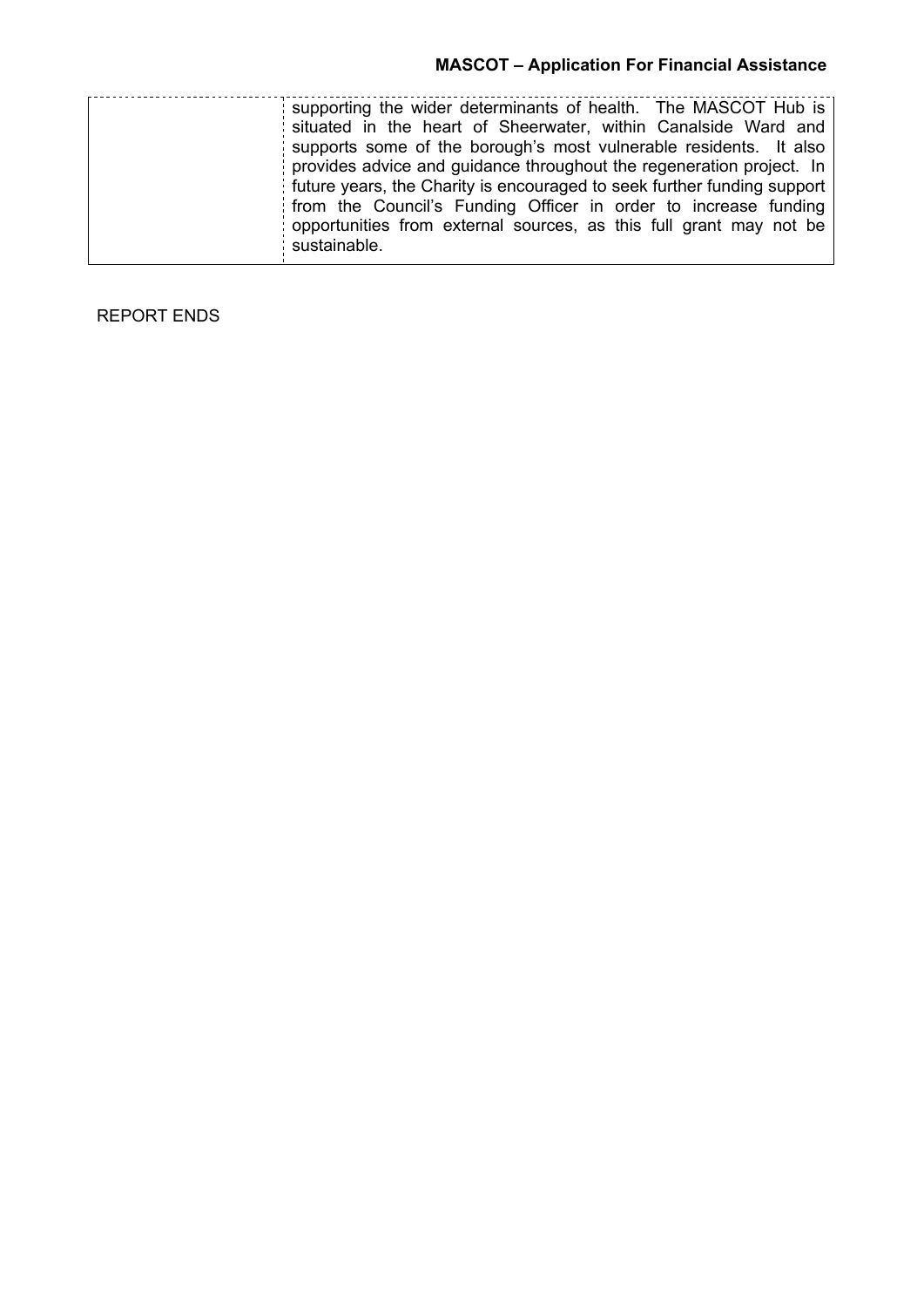| | |
|---|---|
| | supporting the wider determinants of health. The MASCOT Hub is situated in the heart of Sheerwater, within Canalside Ward and supports some of the borough's most vulnerable residents. It also provides advice and guidance throughout the regeneration project. In future years, the Charity is encouraged to seek further funding support from the Council's Funding Officer in order to increase funding opportunities from external sources, as this full grant may not be sustainable. |

REPORT ENDS